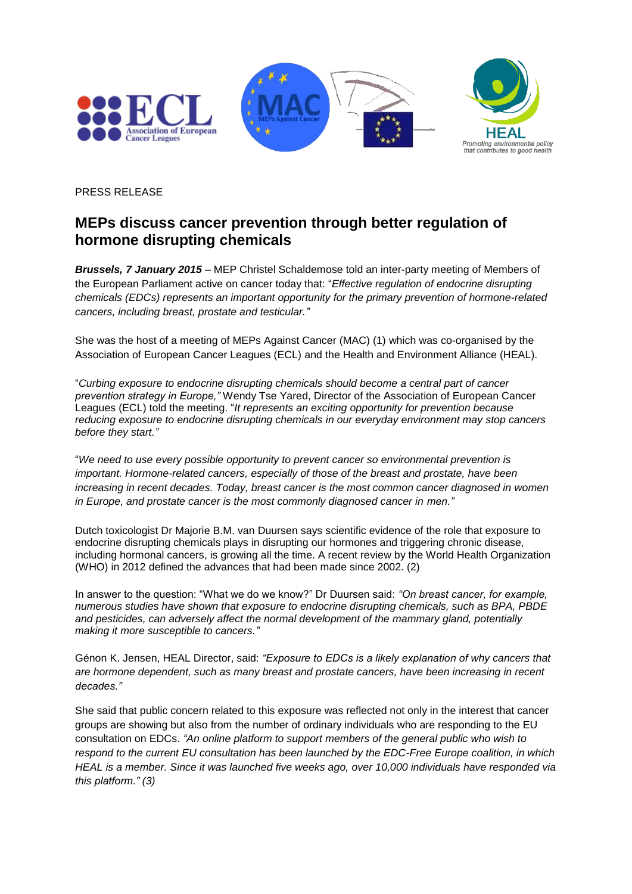PRESS RELEASE

# MEPs discuss cancer prevention through better regulation of hormone disrupting chemicals

***Brussels, 7 January 2015*** – MEP Christel Schaldemose told an inter-party meeting of Members of the European Parliament active on cancer today that: "*Effective regulation of endocrine disrupting chemicals (EDCs) represents an important opportunity for the primary prevention of hormone-related cancers, including breast, prostate and testicular."*

She was the host of a meeting of MEPs Against Cancer (MAC) (1) which was co-organised by the Association of European Cancer Leagues (ECL) and the Health and Environment Alliance (HEAL).

"*Curbing exposure to endocrine disrupting chemicals should become a central part of cancer prevention strategy in Europe,"* Wendy Tse Yared, Director of the Association of European Cancer Leagues (ECL) told the meeting. "*It represents an exciting opportunity for prevention because reducing exposure to endocrine disrupting chemicals in our everyday environment may stop cancers before they start."*

"*We need to use every possible opportunity to prevent cancer so environmental prevention is important. Hormone-related cancers, especially of those of the breast and prostate, have been increasing in recent decades. Today, breast cancer is the most common cancer diagnosed in women in Europe, and prostate cancer is the most commonly diagnosed cancer in men."*

Dutch toxicologist Dr Majorie B.M. van Duursen says scientific evidence of the role that exposure to endocrine disrupting chemicals plays in disrupting our hormones and triggering chronic disease, including hormonal cancers, is growing all the time. A recent review by the World Health Organization (WHO) in 2012 defined the advances that had been made since 2002. (2)

In answer to the question: "What we do we know?" Dr Duursen said: *"On breast cancer, for example, numerous studies have shown that exposure to endocrine disrupting chemicals, such as BPA, PBDE and pesticides, can adversely affect the normal development of the mammary gland, potentially making it more susceptible to cancers."*

Génon K. Jensen, HEAL Director, said: *"Exposure to EDCs is a likely explanation of why cancers that are hormone dependent, such as many breast and prostate cancers, have been increasing in recent decades."*

She said that public concern related to this exposure was reflected not only in the interest that cancer groups are showing but also from the number of ordinary individuals who are responding to the EU consultation on EDCs. *"An online platform to support members of the general public who wish to respond to the current EU consultation has been launched by the EDC-Free Europe coalition, in which HEAL is a member. Since it was launched five weeks ago, over 10,000 individuals have responded via this platform." (3)*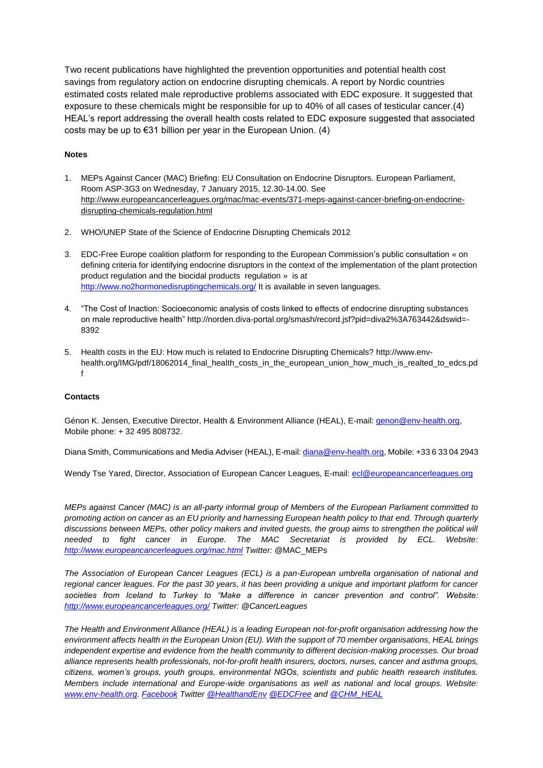Two recent publications have highlighted the prevention opportunities and potential health cost savings from regulatory action on endocrine disrupting chemicals. A report by Nordic countries estimated costs related male reproductive problems associated with EDC exposure. It suggested that exposure to these chemicals might be responsible for up to 40% of all cases of testicular cancer.(4) HEAL's report addressing the overall health costs related to EDC exposure suggested that associated costs may be up to €31 billion per year in the European Union. (4)

**Notes**

1. MEPs Against Cancer (MAC) Briefing: EU Consultation on Endocrine Disruptors. European Parliament, Room ASP-3G3 on Wednesday, 7 January 2015, 12.30-14.00. See http://www.europeancancerleagues.org/mac/mac-events/371-meps-against-cancer-briefing-on-endocrine-disrupting-chemicals-regulation.html

2. WHO/UNEP State of the Science of Endocrine Disrupting Chemicals 2012

3. EDC-Free Europe coalition platform for responding to the European Commission's public consultation « on defining criteria for identifying endocrine disruptors in the context of the implementation of the plant protection product regulation and the biocidal products regulation » is at http://www.no2hormonedisruptingchemicals.org/ It is available in seven languages.

4. "The Cost of Inaction: Socioeconomic analysis of costs linked to effects of endocrine disrupting substances on male reproductive health" http://norden.diva-portal.org/smash/record.jsf?pid=diva2%3A763442&dswid=-8392

5. Health costs in the EU: How much is related to Endocrine Disrupting Chemicals? http://www.env-health.org/IMG/pdf/18062014_final_health_costs_in_the_european_union_how_much_is_realted_to_edcs.pdf

**Contacts**

Génon K. Jensen, Executive Director, Health & Environment Alliance (HEAL), E-mail: genon@env-health.org, Mobile phone: + 32 495 808732.

Diana Smith, Communications and Media Adviser (HEAL), E-mail: diana@env-health.org, Mobile: +33 6 33 04 2943

Wendy Tse Yared, Director, Association of European Cancer Leagues, E-mail: ecl@europeancancerleagues.org

*MEPs against Cancer (MAC) is an all-party informal group of Members of the European Parliament committed to promoting action on cancer as an EU priority and harnessing European health policy to that end. Through quarterly discussions between MEPs, other policy makers and invited guests, the group aims to strengthen the political will needed to fight cancer in Europe. The MAC Secretariat is provided by ECL. Website: http://www.europeancancerleagues.org/mac.html Twitter:* @MAC_MEPs

*The Association of European Cancer Leagues (ECL) is a pan-European umbrella organisation of national and regional cancer leagues. For the past 30 years, it has been providing a unique and important platform for cancer societies from Iceland to Turkey to "Make a difference in cancer prevention and control". Website: http://www.europeancancerleagues.org/ Twitter: @CancerLeagues*

*The Health and Environment Alliance (HEAL) is a leading European not-for-profit organisation addressing how the environment affects health in the European Union (EU). With the support of 70 member organisations, HEAL brings independent expertise and evidence from the health community to different decision-making processes. Our broad alliance represents health professionals, not-for-profit health insurers, doctors, nurses, cancer and asthma groups, citizens, women's groups, youth groups, environmental NGOs, scientists and public health research institutes. Members include international and Europe-wide organisations as well as national and local groups. Website: www.env-health.org. Facebook Twitter @HealthandEnv @EDCFree and @CHM_HEAL*